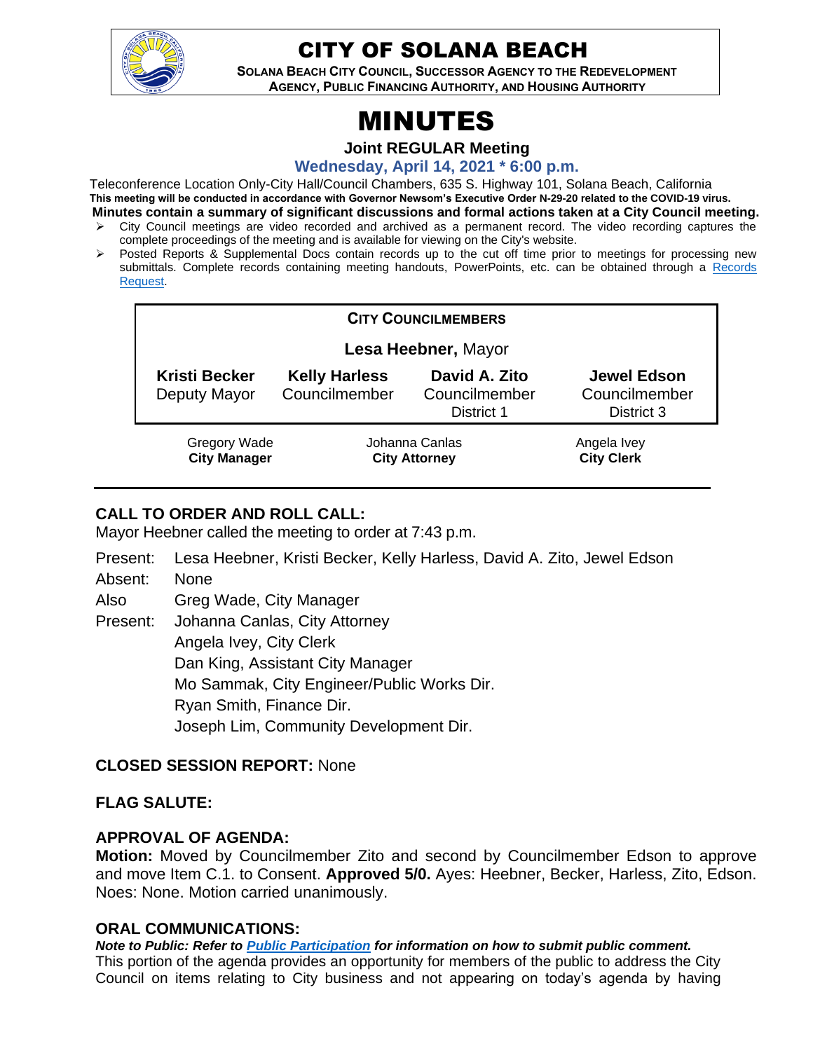# CITY OF SOLANA BEACH

**SOLANA BEACH CITY COUNCIL, SUCCESSOR AGENCY TO THE REDEVELOPMENT AGENCY, PUBLIC FINANCING AUTHORITY, AND HOUSING AUTHORITY**

# MINUTES

**Joint REGULAR Meeting**

**Wednesday, April 14, 2021 * 6:00 p.m.**

Teleconference Location Only-City Hall/Council Chambers, 635 S. Highway 101, Solana Beach, California

**This meeting will be conducted in accordance with Governor Newsom's Executive Order N-29-20 related to the COVID-19 virus.**

**Minutes contain a summary of significant discussions and formal actions taken at a City Council meeting.**

- City Council meetings are video recorded and archived as a permanent record. The video recording captures the complete proceedings of the meeting and is available for viewing on the City's website.
- Posted Reports & Supplemental Docs contain records up to the cut off time prior to meetings for processing new submittals. Complete records containing meeting handouts, PowerPoints, etc. can be obtained through a [Records Request](Records Request).

**CITY COUNCILMEMBERS**

**Lesa Heebner,** Mayor

| **Kristi Becker** | **Kelly Harless** | **David A. Zito** | **Jewel Edson** |
|---|---|---|---|
| Deputy Mayor | Councilmember | Councilmember District 1 | Councilmember District 3 |

| Gregory Wade | Johanna Canlas | Angela Ivey |
|---|---|---|
| **City Manager** | **City Attorney** | **City Clerk** |

## CALL TO ORDER AND ROLL CALL:

Mayor Heebner called the meeting to order at 7:43 p.m.

Present: Lesa Heebner, Kristi Becker, Kelly Harless, David A. Zito, Jewel Edson

Absent: None

Also Present: Greg Wade, City Manager
Johanna Canlas, City Attorney
Angela Ivey, City Clerk
Dan King, Assistant City Manager
Mo Sammak, City Engineer/Public Works Dir.
Ryan Smith, Finance Dir.
Joseph Lim, Community Development Dir.

## CLOSED SESSION REPORT: None

## FLAG SALUTE:

## APPROVAL OF AGENDA:

**Motion:** Moved by Councilmember Zito and second by Councilmember Edson to approve and move Item C.1. to Consent. **Approved 5/0.** Ayes: Heebner, Becker, Harless, Zito, Edson. Noes: None. Motion carried unanimously.

## ORAL COMMUNICATIONS:

***Note to Public: Refer to [Public Participation](Public Participation) for information on how to submit public comment.***

This portion of the agenda provides an opportunity for members of the public to address the City Council on items relating to City business and not appearing on today's agenda by having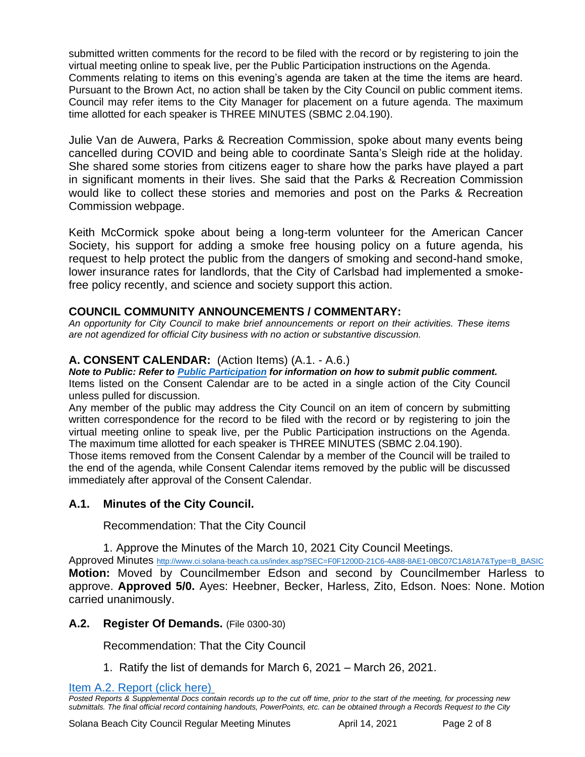submitted written comments for the record to be filed with the record or by registering to join the virtual meeting online to speak live, per the Public Participation instructions on the Agenda. Comments relating to items on this evening's agenda are taken at the time the items are heard. Pursuant to the Brown Act, no action shall be taken by the City Council on public comment items. Council may refer items to the City Manager for placement on a future agenda. The maximum time allotted for each speaker is THREE MINUTES (SBMC 2.04.190).

Julie Van de Auwera, Parks & Recreation Commission, spoke about many events being cancelled during COVID and being able to coordinate Santa's Sleigh ride at the holiday. She shared some stories from citizens eager to share how the parks have played a part in significant moments in their lives. She said that the Parks & Recreation Commission would like to collect these stories and memories and post on the Parks & Recreation Commission webpage.

Keith McCormick spoke about being a long-term volunteer for the American Cancer Society, his support for adding a smoke free housing policy on a future agenda, his request to help protect the public from the dangers of smoking and second-hand smoke, lower insurance rates for landlords, that the City of Carlsbad had implemented a smoke-free policy recently, and science and society support this action.

## COUNCIL COMMUNITY ANNOUNCEMENTS / COMMENTARY:

*An opportunity for City Council to make brief announcements or report on their activities. These items are not agendized for official City business with no action or substantive discussion.*

## A. CONSENT CALENDAR: (Action Items) (A.1. - A.6.)

***Note to Public: Refer to [Public Participation](#) for information on how to submit public comment.***

Items listed on the Consent Calendar are to be acted in a single action of the City Council unless pulled for discussion.

Any member of the public may address the City Council on an item of concern by submitting written correspondence for the record to be filed with the record or by registering to join the virtual meeting online to speak live, per the Public Participation instructions on the Agenda. The maximum time allotted for each speaker is THREE MINUTES (SBMC 2.04.190).

Those items removed from the Consent Calendar by a member of the Council will be trailed to the end of the agenda, while Consent Calendar items removed by the public will be discussed immediately after approval of the Consent Calendar.

### A.1. Minutes of the City Council.

Recommendation: That the City Council

1. Approve the Minutes of the March 10, 2021 City Council Meetings.

Approved Minutes http://www.ci.solana-beach.ca.us/index.asp?SEC=F0F1200D-21C6-4A88-8AE1-0BC07C1A81A7&Type=B_BASIC

**Motion:** Moved by Councilmember Edson and second by Councilmember Harless to approve. **Approved 5/0.** Ayes: Heebner, Becker, Harless, Zito, Edson. Noes: None. Motion carried unanimously.

### A.2. Register Of Demands. (File 0300-30)

Recommendation: That the City Council

1. Ratify the list of demands for March 6, 2021 – March 26, 2021.

[Item A.2. Report (click here)](#)

*Posted Reports & Supplemental Docs contain records up to the cut off time, prior to the start of the meeting, for processing new submittals. The final official record containing handouts, PowerPoints, etc. can be obtained through a Records Request to the City*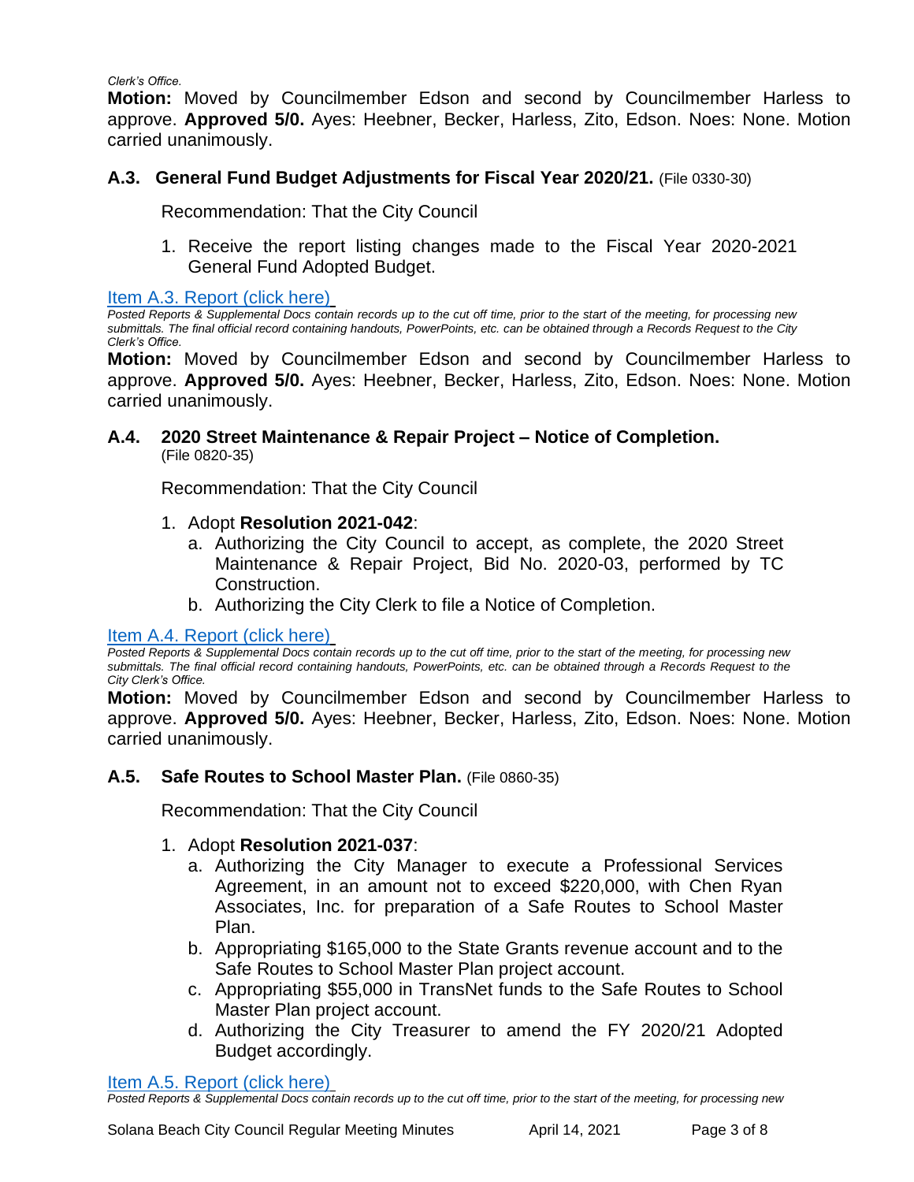*Clerk's Office.*

**Motion:** Moved by Councilmember Edson and second by Councilmember Harless to approve. **Approved 5/0.** Ayes: Heebner, Becker, Harless, Zito, Edson. Noes: None. Motion carried unanimously.

### A.3. General Fund Budget Adjustments for Fiscal Year 2020/21. (File 0330-30)

Recommendation: That the City Council

1. Receive the report listing changes made to the Fiscal Year 2020-2021 General Fund Adopted Budget.

Item A.3. Report (click here)

*Posted Reports & Supplemental Docs contain records up to the cut off time, prior to the start of the meeting, for processing new submittals. The final official record containing handouts, PowerPoints, etc. can be obtained through a Records Request to the City Clerk's Office.*

**Motion:** Moved by Councilmember Edson and second by Councilmember Harless to approve. **Approved 5/0.** Ayes: Heebner, Becker, Harless, Zito, Edson. Noes: None. Motion carried unanimously.

### A.4. 2020 Street Maintenance & Repair Project – Notice of Completion. (File 0820-35)

Recommendation: That the City Council

1. Adopt **Resolution 2021-042**:
   a. Authorizing the City Council to accept, as complete, the 2020 Street Maintenance & Repair Project, Bid No. 2020-03, performed by TC Construction.
   b. Authorizing the City Clerk to file a Notice of Completion.

Item A.4. Report (click here)

*Posted Reports & Supplemental Docs contain records up to the cut off time, prior to the start of the meeting, for processing new submittals. The final official record containing handouts, PowerPoints, etc. can be obtained through a Records Request to the City Clerk's Office.*

**Motion:** Moved by Councilmember Edson and second by Councilmember Harless to approve. **Approved 5/0.** Ayes: Heebner, Becker, Harless, Zito, Edson. Noes: None. Motion carried unanimously.

### A.5. Safe Routes to School Master Plan. (File 0860-35)

Recommendation: That the City Council

1. Adopt **Resolution 2021-037**:
   a. Authorizing the City Manager to execute a Professional Services Agreement, in an amount not to exceed $220,000, with Chen Ryan Associates, Inc. for preparation of a Safe Routes to School Master Plan.
   b. Appropriating $165,000 to the State Grants revenue account and to the Safe Routes to School Master Plan project account.
   c. Appropriating $55,000 in TransNet funds to the Safe Routes to School Master Plan project account.
   d. Authorizing the City Treasurer to amend the FY 2020/21 Adopted Budget accordingly.

Item A.5. Report (click here)

*Posted Reports & Supplemental Docs contain records up to the cut off time, prior to the start of the meeting, for processing new*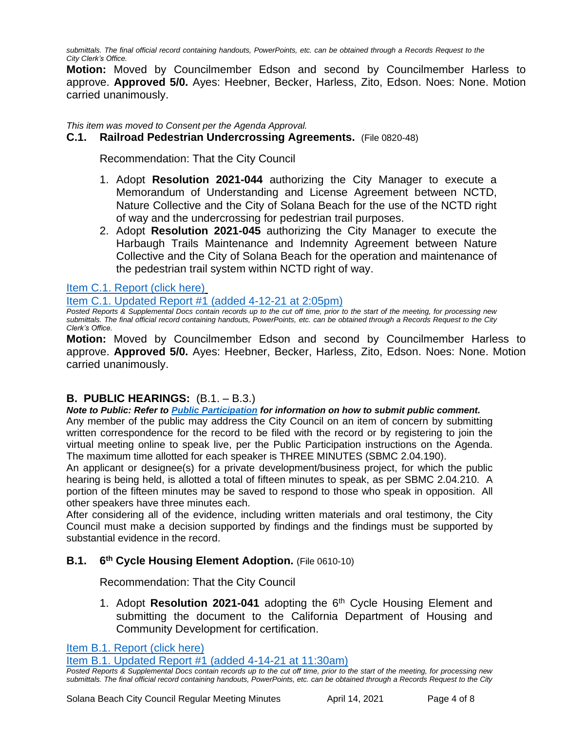*submittals. The final official record containing handouts, PowerPoints, etc. can be obtained through a Records Request to the City Clerk's Office.*

**Motion:** Moved by Councilmember Edson and second by Councilmember Harless to approve. **Approved 5/0.** Ayes: Heebner, Becker, Harless, Zito, Edson. Noes: None. Motion carried unanimously.

*This item was moved to Consent per the Agenda Approval.*

### C.1. Railroad Pedestrian Undercrossing Agreements. (File 0820-48)

Recommendation: That the City Council

1. Adopt **Resolution 2021-044** authorizing the City Manager to execute a Memorandum of Understanding and License Agreement between NCTD, Nature Collective and the City of Solana Beach for the use of the NCTD right of way and the undercrossing for pedestrian trail purposes.
2. Adopt **Resolution 2021-045** authorizing the City Manager to execute the Harbaugh Trails Maintenance and Indemnity Agreement between Nature Collective and the City of Solana Beach for the operation and maintenance of the pedestrian trail system within NCTD right of way.

Item C.1. Report (click here)

Item C.1. Updated Report #1 (added 4-12-21 at 2:05pm)

*Posted Reports & Supplemental Docs contain records up to the cut off time, prior to the start of the meeting, for processing new submittals. The final official record containing handouts, PowerPoints, etc. can be obtained through a Records Request to the City Clerk's Office.*

**Motion:** Moved by Councilmember Edson and second by Councilmember Harless to approve. **Approved 5/0.** Ayes: Heebner, Becker, Harless, Zito, Edson. Noes: None. Motion carried unanimously.

## B. PUBLIC HEARINGS: (B.1. – B.3.)

***Note to Public: Refer to Public Participation for information on how to submit public comment.***

Any member of the public may address the City Council on an item of concern by submitting written correspondence for the record to be filed with the record or by registering to join the virtual meeting online to speak live, per the Public Participation instructions on the Agenda. The maximum time allotted for each speaker is THREE MINUTES (SBMC 2.04.190).

An applicant or designee(s) for a private development/business project, for which the public hearing is being held, is allotted a total of fifteen minutes to speak, as per SBMC 2.04.210. A portion of the fifteen minutes may be saved to respond to those who speak in opposition. All other speakers have three minutes each.

After considering all of the evidence, including written materials and oral testimony, the City Council must make a decision supported by findings and the findings must be supported by substantial evidence in the record.

### B.1. 6th Cycle Housing Element Adoption. (File 0610-10)

Recommendation: That the City Council

1. Adopt **Resolution 2021-041** adopting the 6th Cycle Housing Element and submitting the document to the California Department of Housing and Community Development for certification.

Item B.1. Report (click here)

Item B.1. Updated Report #1 (added 4-14-21 at 11:30am)

*Posted Reports & Supplemental Docs contain records up to the cut off time, prior to the start of the meeting, for processing new submittals. The final official record containing handouts, PowerPoints, etc. can be obtained through a Records Request to the City*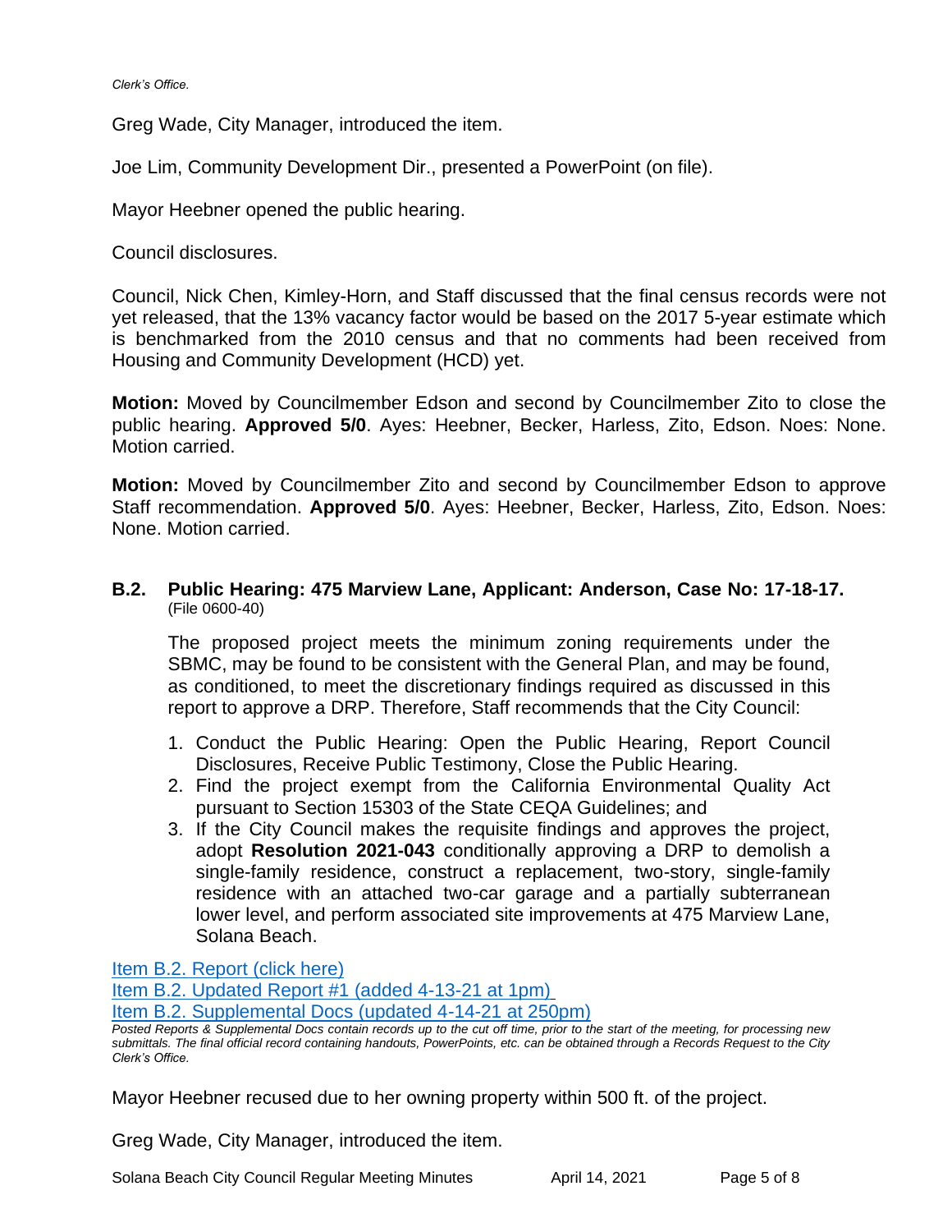*Clerk's Office.*

Greg Wade, City Manager, introduced the item.

Joe Lim, Community Development Dir., presented a PowerPoint (on file).

Mayor Heebner opened the public hearing.

Council disclosures.

Council, Nick Chen, Kimley-Horn, and Staff discussed that the final census records were not yet released, that the 13% vacancy factor would be based on the 2017 5-year estimate which is benchmarked from the 2010 census and that no comments had been received from Housing and Community Development (HCD) yet.

**Motion:** Moved by Councilmember Edson and second by Councilmember Zito to close the public hearing. **Approved 5/0**. Ayes: Heebner, Becker, Harless, Zito, Edson. Noes: None. Motion carried.

**Motion:** Moved by Councilmember Zito and second by Councilmember Edson to approve Staff recommendation. **Approved 5/0**. Ayes: Heebner, Becker, Harless, Zito, Edson. Noes: None. Motion carried.

### B.2. Public Hearing: 475 Marview Lane, Applicant: Anderson, Case No: 17-18-17.
(File 0600-40)

The proposed project meets the minimum zoning requirements under the SBMC, may be found to be consistent with the General Plan, and may be found, as conditioned, to meet the discretionary findings required as discussed in this report to approve a DRP. Therefore, Staff recommends that the City Council:

1. Conduct the Public Hearing: Open the Public Hearing, Report Council Disclosures, Receive Public Testimony, Close the Public Hearing.
2. Find the project exempt from the California Environmental Quality Act pursuant to Section 15303 of the State CEQA Guidelines; and
3. If the City Council makes the requisite findings and approves the project, adopt **Resolution 2021-043** conditionally approving a DRP to demolish a single-family residence, construct a replacement, two-story, single-family residence with an attached two-car garage and a partially subterranean lower level, and perform associated site improvements at 475 Marview Lane, Solana Beach.

Item B.2. Report (click here)
Item B.2. Updated Report #1 (added 4-13-21 at 1pm)
Item B.2. Supplemental Docs (updated 4-14-21 at 250pm)

*Posted Reports & Supplemental Docs contain records up to the cut off time, prior to the start of the meeting, for processing new submittals. The final official record containing handouts, PowerPoints, etc. can be obtained through a Records Request to the City Clerk's Office.*

Mayor Heebner recused due to her owning property within 500 ft. of the project.

Greg Wade, City Manager, introduced the item.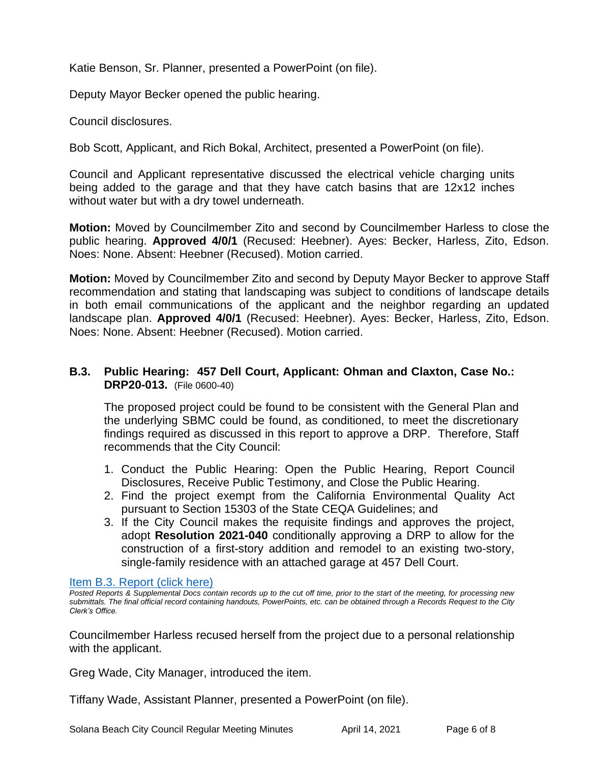Katie Benson, Sr. Planner, presented a PowerPoint (on file).

Deputy Mayor Becker opened the public hearing.

Council disclosures.

Bob Scott, Applicant, and Rich Bokal, Architect, presented a PowerPoint (on file).

Council and Applicant representative discussed the electrical vehicle charging units being added to the garage and that they have catch basins that are 12x12 inches without water but with a dry towel underneath.

**Motion:** Moved by Councilmember Zito and second by Councilmember Harless to close the public hearing. **Approved 4/0/1** (Recused: Heebner). Ayes: Becker, Harless, Zito, Edson. Noes: None. Absent: Heebner (Recused). Motion carried.

**Motion:** Moved by Councilmember Zito and second by Deputy Mayor Becker to approve Staff recommendation and stating that landscaping was subject to conditions of landscape details in both email communications of the applicant and the neighbor regarding an updated landscape plan. **Approved 4/0/1** (Recused: Heebner). Ayes: Becker, Harless, Zito, Edson. Noes: None. Absent: Heebner (Recused). Motion carried.

### B.3. Public Hearing: 457 Dell Court, Applicant: Ohman and Claxton, Case No.: DRP20-013. (File 0600-40)

The proposed project could be found to be consistent with the General Plan and the underlying SBMC could be found, as conditioned, to meet the discretionary findings required as discussed in this report to approve a DRP. Therefore, Staff recommends that the City Council:

1. Conduct the Public Hearing: Open the Public Hearing, Report Council Disclosures, Receive Public Testimony, and Close the Public Hearing.
2. Find the project exempt from the California Environmental Quality Act pursuant to Section 15303 of the State CEQA Guidelines; and
3. If the City Council makes the requisite findings and approves the project, adopt **Resolution 2021-040** conditionally approving a DRP to allow for the construction of a first-story addition and remodel to an existing two-story, single-family residence with an attached garage at 457 Dell Court.

Item B.3. Report (click here)

*Posted Reports & Supplemental Docs contain records up to the cut off time, prior to the start of the meeting, for processing new submittals. The final official record containing handouts, PowerPoints, etc. can be obtained through a Records Request to the City Clerk's Office.*

Councilmember Harless recused herself from the project due to a personal relationship with the applicant.

Greg Wade, City Manager, introduced the item.

Tiffany Wade, Assistant Planner, presented a PowerPoint (on file).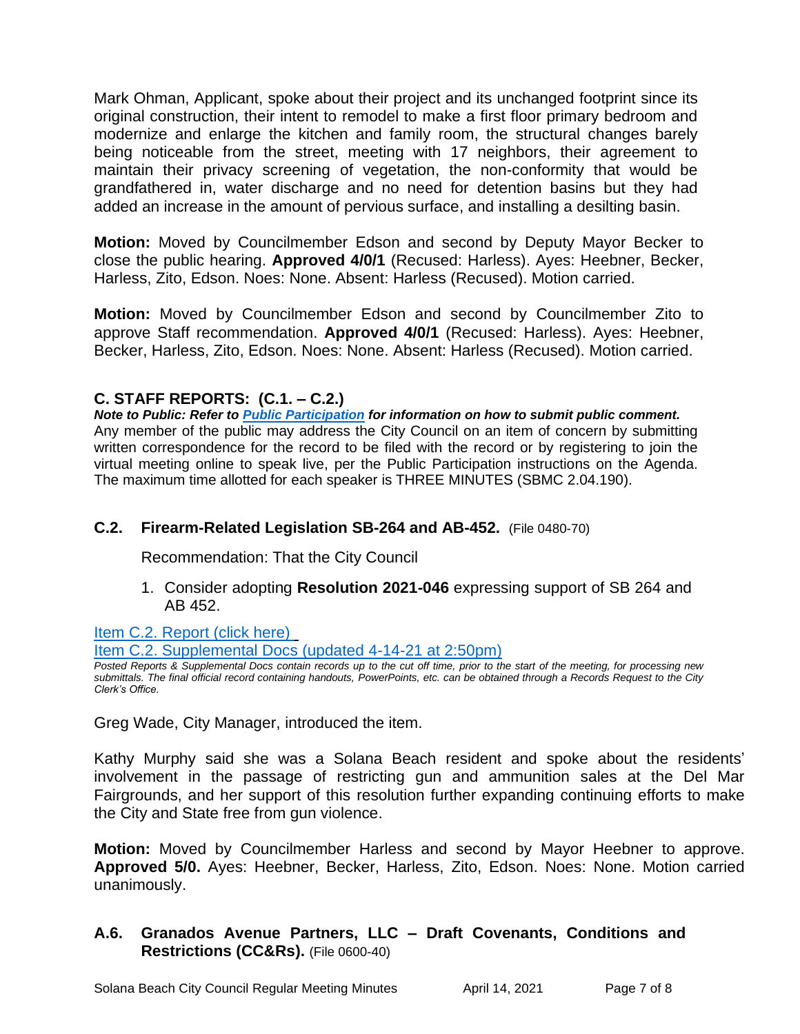Mark Ohman, Applicant, spoke about their project and its unchanged footprint since its original construction, their intent to remodel to make a first floor primary bedroom and modernize and enlarge the kitchen and family room, the structural changes barely being noticeable from the street, meeting with 17 neighbors, their agreement to maintain their privacy screening of vegetation, the non-conformity that would be grandfathered in, water discharge and no need for detention basins but they had added an increase in the amount of pervious surface, and installing a desilting basin.

**Motion:** Moved by Councilmember Edson and second by Deputy Mayor Becker to close the public hearing. **Approved 4/0/1** (Recused: Harless). Ayes: Heebner, Becker, Harless, Zito, Edson. Noes: None. Absent: Harless (Recused). Motion carried.

**Motion:** Moved by Councilmember Edson and second by Councilmember Zito to approve Staff recommendation. **Approved 4/0/1** (Recused: Harless). Ayes: Heebner, Becker, Harless, Zito, Edson. Noes: None. Absent: Harless (Recused). Motion carried.

## C. STAFF REPORTS: (C.1. – C.2.)

***Note to Public: Refer to Public Participation for information on how to submit public comment.***
Any member of the public may address the City Council on an item of concern by submitting written correspondence for the record to be filed with the record or by registering to join the virtual meeting online to speak live, per the Public Participation instructions on the Agenda. The maximum time allotted for each speaker is THREE MINUTES (SBMC 2.04.190).

### C.2. Firearm-Related Legislation SB-264 and AB-452. (File 0480-70)

Recommendation: That the City Council

1. Consider adopting **Resolution 2021-046** expressing support of SB 264 and AB 452.

Item C.2. Report (click here)
Item C.2. Supplemental Docs (updated 4-14-21 at 2:50pm)

*Posted Reports & Supplemental Docs contain records up to the cut off time, prior to the start of the meeting, for processing new submittals. The final official record containing handouts, PowerPoints, etc. can be obtained through a Records Request to the City Clerk's Office.*

Greg Wade, City Manager, introduced the item.

Kathy Murphy said she was a Solana Beach resident and spoke about the residents' involvement in the passage of restricting gun and ammunition sales at the Del Mar Fairgrounds, and her support of this resolution further expanding continuing efforts to make the City and State free from gun violence.

**Motion:** Moved by Councilmember Harless and second by Mayor Heebner to approve. **Approved 5/0.** Ayes: Heebner, Becker, Harless, Zito, Edson. Noes: None. Motion carried unanimously.

### A.6. Granados Avenue Partners, LLC – Draft Covenants, Conditions and Restrictions (CC&Rs). (File 0600-40)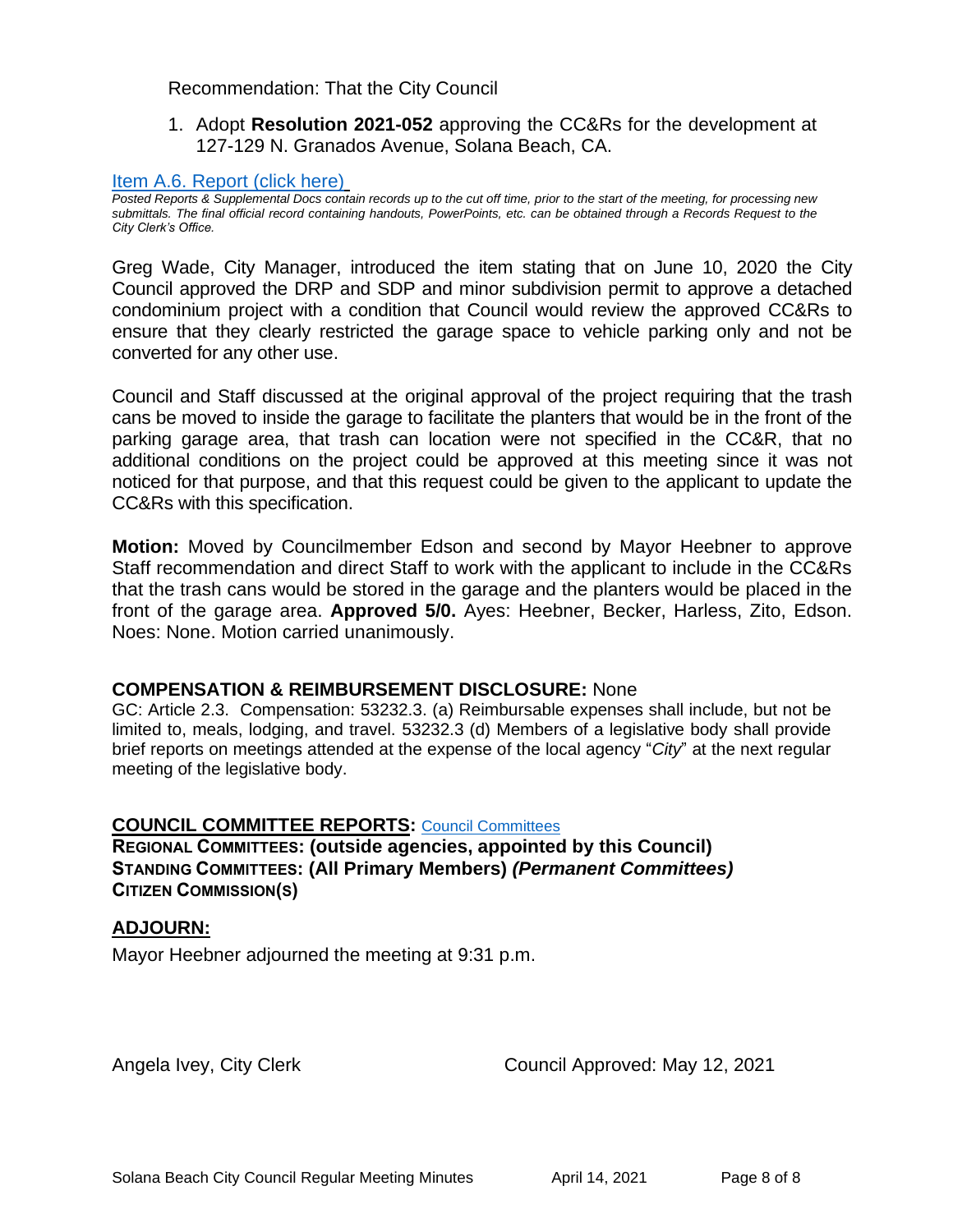Recommendation: That the City Council

1. Adopt **Resolution 2021-052** approving the CC&Rs for the development at 127-129 N. Granados Avenue, Solana Beach, CA.

[Item A.6. Report (click here)](#)

*Posted Reports & Supplemental Docs contain records up to the cut off time, prior to the start of the meeting, for processing new submittals. The final official record containing handouts, PowerPoints, etc. can be obtained through a Records Request to the City Clerk's Office.*

Greg Wade, City Manager, introduced the item stating that on June 10, 2020 the City Council approved the DRP and SDP and minor subdivision permit to approve a detached condominium project with a condition that Council would review the approved CC&Rs to ensure that they clearly restricted the garage space to vehicle parking only and not be converted for any other use.

Council and Staff discussed at the original approval of the project requiring that the trash cans be moved to inside the garage to facilitate the planters that would be in the front of the parking garage area, that trash can location were not specified in the CC&R, that no additional conditions on the project could be approved at this meeting since it was not noticed for that purpose, and that this request could be given to the applicant to update the CC&Rs with this specification.

**Motion:** Moved by Councilmember Edson and second by Mayor Heebner to approve Staff recommendation and direct Staff to work with the applicant to include in the CC&Rs that the trash cans would be stored in the garage and the planters would be placed in the front of the garage area. **Approved 5/0.** Ayes: Heebner, Becker, Harless, Zito, Edson. Noes: None. Motion carried unanimously.

## COMPENSATION & REIMBURSEMENT DISCLOSURE: None

GC: Article 2.3. Compensation: 53232.3. (a) Reimbursable expenses shall include, but not be limited to, meals, lodging, and travel. 53232.3 (d) Members of a legislative body shall provide brief reports on meetings attended at the expense of the local agency "*City*" at the next regular meeting of the legislative body.

## COUNCIL COMMITTEE REPORTS: [Council Committees](#)

**REGIONAL COMMITTEES: (outside agencies, appointed by this Council)**
**STANDING COMMITTEES: (All Primary Members)** ***(Permanent Committees)***
**CITIZEN COMMISSION(S)**

## ADJOURN:

Mayor Heebner adjourned the meeting at 9:31 p.m.

Angela Ivey, City Clerk                Council Approved: May 12, 2021